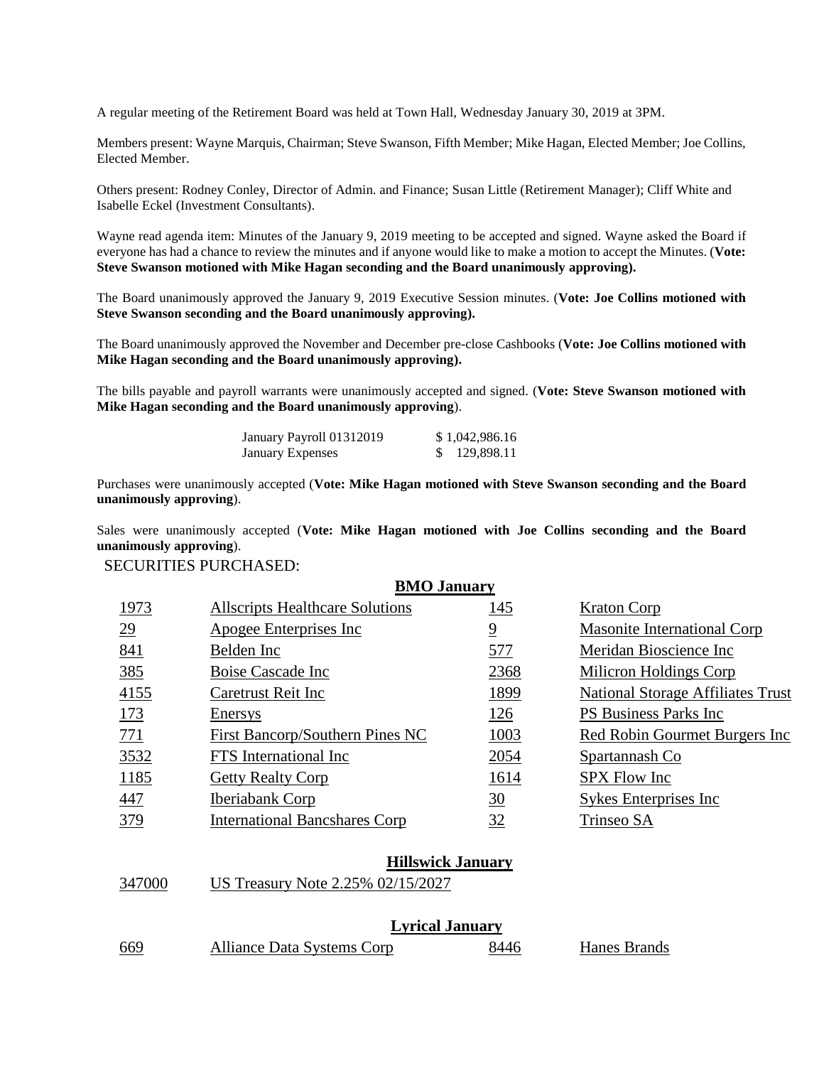A regular meeting of the Retirement Board was held at Town Hall, Wednesday January 30, 2019 at 3PM.

Members present: Wayne Marquis, Chairman; Steve Swanson, Fifth Member; Mike Hagan, Elected Member; Joe Collins, Elected Member.

Others present: Rodney Conley, Director of Admin. and Finance; Susan Little (Retirement Manager); Cliff White and Isabelle Eckel (Investment Consultants).

Wayne read agenda item: Minutes of the January 9, 2019 meeting to be accepted and signed. Wayne asked the Board if everyone has had a chance to review the minutes and if anyone would like to make a motion to accept the Minutes. (**Vote: Steve Swanson motioned with Mike Hagan seconding and the Board unanimously approving).**

The Board unanimously approved the January 9, 2019 Executive Session minutes. (**Vote: Joe Collins motioned with Steve Swanson seconding and the Board unanimously approving).**

The Board unanimously approved the November and December pre-close Cashbooks (**Vote: Joe Collins motioned with Mike Hagan seconding and the Board unanimously approving).**

The bills payable and payroll warrants were unanimously accepted and signed. (**Vote: Steve Swanson motioned with Mike Hagan seconding and the Board unanimously approving**).

| | |
|---|---|
| January Payroll 01312019 | $ 1,042,986.16 |
| January Expenses | $ 129,898.11 |

Purchases were unanimously accepted (**Vote: Mike Hagan motioned with Steve Swanson seconding and the Board unanimously approving**).

Sales were unanimously accepted (**Vote: Mike Hagan motioned with Joe Collins seconding and the Board unanimously approving**).

SECURITIES PURCHASED:

**BMO January**

| | | | |
|---|---|---|---|
| 1973 | Allscripts Healthcare Solutions | 145 | Kraton Corp |
| 29 | Apogee Enterprises Inc | 9 | Masonite International Corp |
| 841 | Belden Inc | 577 | Meridan Bioscience Inc |
| 385 | Boise Cascade Inc | 2368 | Milicron Holdings Corp |
| 4155 | Caretrust Reit Inc | 1899 | National Storage Affiliates Trust |
| 173 | Enersys | 126 | PS Business Parks Inc |
| 771 | First Bancorp/Southern Pines NC | 1003 | Red Robin Gourmet Burgers Inc |
| 3532 | FTS International Inc | 2054 | Spartannash Co |
| 1185 | Getty Realty Corp | 1614 | SPX Flow Inc |
| 447 | Iberiabank Corp | 30 | Sykes Enterprises Inc |
| 379 | International Bancshares Corp | 32 | Trinseo SA |

**Hillswick January**

| | |
|---|---|
| 347000 | US Treasury Note 2.25% 02/15/2027 |

**Lyrical January**

| | | | |
|---|---|---|---|
| 669 | Alliance Data Systems Corp | 8446 | Hanes Brands |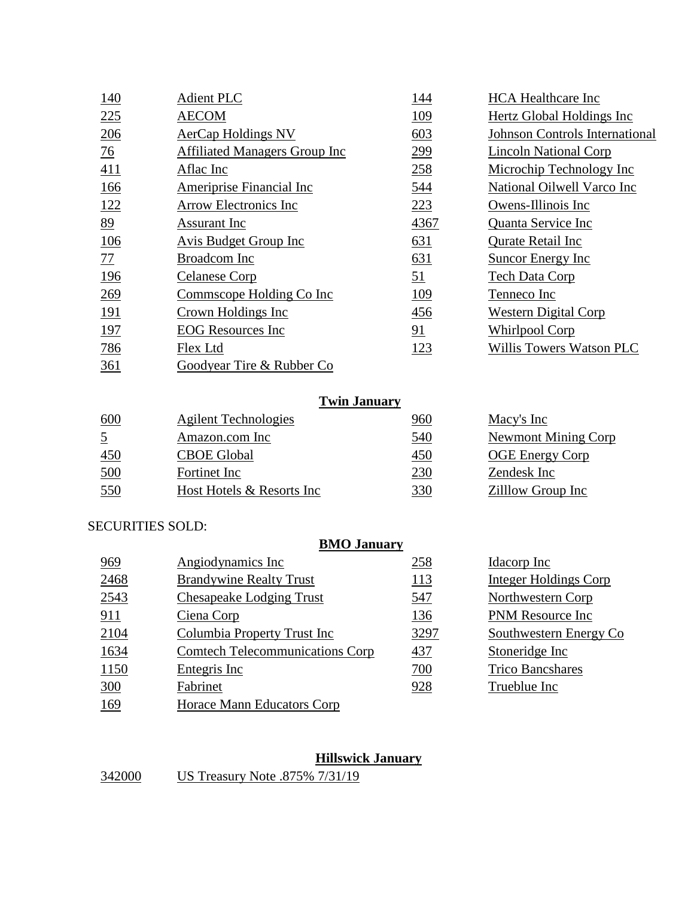| | | | |
|---|---|---|---|
| 140 | Adient PLC | 144 | HCA Healthcare Inc |
| 225 | AECOM | 109 | Hertz Global Holdings Inc |
| 206 | AerCap Holdings NV | 603 | Johnson Controls International |
| 76 | Affiliated Managers Group Inc | 299 | Lincoln National Corp |
| 411 | Aflac Inc | 258 | Microchip Technology Inc |
| 166 | Ameriprise Financial Inc | 544 | National Oilwell Varco Inc |
| 122 | Arrow Electronics Inc | 223 | Owens-Illinois Inc |
| 89 | Assurant Inc | 4367 | Quanta Service Inc |
| 106 | Avis Budget Group Inc | 631 | Qurate Retail Inc |
| 77 | Broadcom Inc | 631 | Suncor Energy Inc |
| 196 | Celanese Corp | 51 | Tech Data Corp |
| 269 | Commscope Holding Co Inc | 109 | Tenneco Inc |
| 191 | Crown Holdings Inc | 456 | Western Digital Corp |
| 197 | EOG Resources Inc | 91 | Whirlpool Corp |
| 786 | Flex Ltd | 123 | Willis Towers Watson PLC |
| 361 | Goodyear Tire & Rubber Co | | |

**Twin January**

| | | | |
|---|---|---|---|
| 600 | Agilent Technologies | 960 | Macy's Inc |
| 5 | Amazon.com Inc | 540 | Newmont Mining Corp |
| 450 | CBOE Global | 450 | OGE Energy Corp |
| 500 | Fortinet Inc | 230 | Zendesk Inc |
| 550 | Host Hotels & Resorts Inc | 330 | Zilllow Group Inc |

SECURITIES SOLD:

**BMO January**

| | | | |
|---|---|---|---|
| 969 | Angiodynamics Inc | 258 | Idacorp Inc |
| 2468 | Brandywine Realty Trust | 113 | Integer Holdings Corp |
| 2543 | Chesapeake Lodging Trust | 547 | Northwestern Corp |
| 911 | Ciena Corp | 136 | PNM Resource Inc |
| 2104 | Columbia Property Trust Inc | 3297 | Southwestern Energy Co |
| 1634 | Comtech Telecommunications Corp | 437 | Stoneridge Inc |
| 1150 | Entegris Inc | 700 | Trico Bancshares |
| 300 | Fabrinet | 928 | Trueblue Inc |
| 169 | Horace Mann Educators Corp | | |

**Hillswick January**

| | |
|---|---|
| 342000 | US Treasury Note .875% 7/31/19 |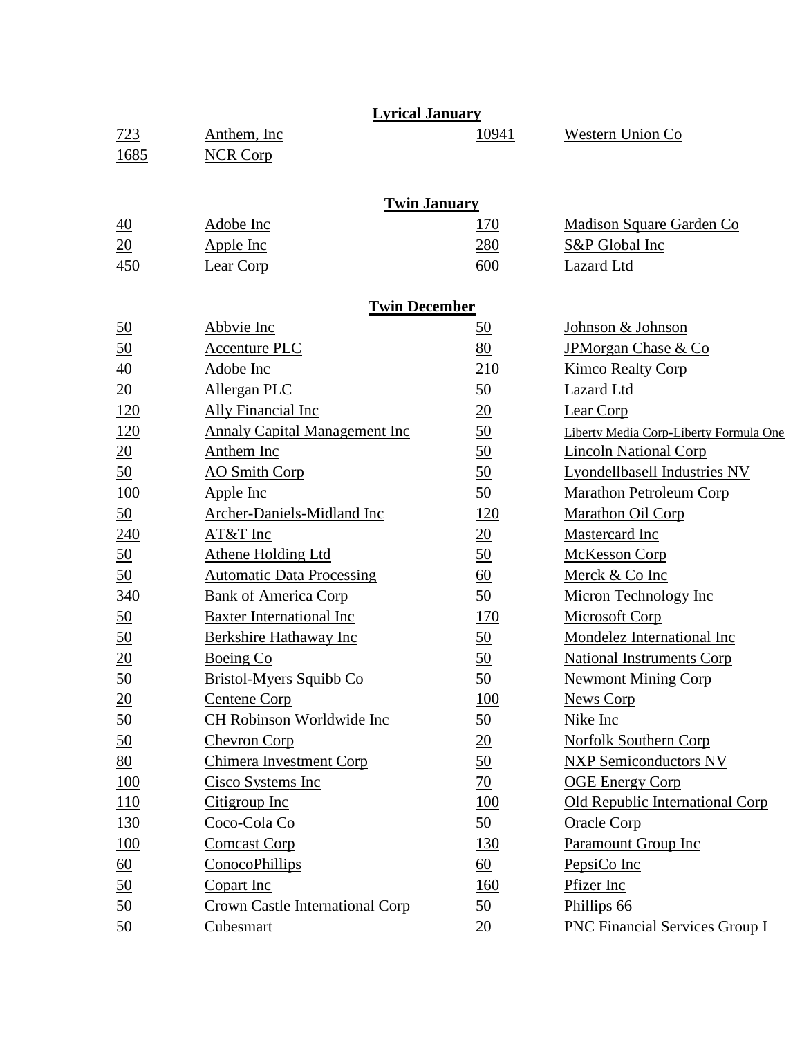**Lyrical January**

| | | | |
|---|---|---|---|
| 723 | Anthem, Inc | 10941 | Western Union Co |
| 1685 | NCR Corp | | |

**Twin January**

| | | | |
|---|---|---|---|
| 40 | Adobe Inc | 170 | Madison Square Garden Co |
| 20 | Apple Inc | 280 | S&P Global Inc |
| 450 | Lear Corp | 600 | Lazard Ltd |

**Twin December**

| | | | |
|---|---|---|---|
| 50 | Abbvie Inc | 50 | Johnson & Johnson |
| 50 | Accenture PLC | 80 | JPMorgan Chase & Co |
| 40 | Adobe Inc | 210 | Kimco Realty Corp |
| 20 | Allergan PLC | 50 | Lazard Ltd |
| 120 | Ally Financial Inc | 20 | Lear Corp |
| 120 | Annaly Capital Management Inc | 50 | Liberty Media Corp-Liberty Formula One |
| 20 | Anthem Inc | 50 | Lincoln National Corp |
| 50 | AO Smith Corp | 50 | Lyondellbasell Industries NV |
| 100 | Apple Inc | 50 | Marathon Petroleum Corp |
| 50 | Archer-Daniels-Midland Inc | 120 | Marathon Oil Corp |
| 240 | AT&T Inc | 20 | Mastercard Inc |
| 50 | Athene Holding Ltd | 50 | McKesson Corp |
| 50 | Automatic Data Processing | 60 | Merck & Co Inc |
| 340 | Bank of America Corp | 50 | Micron Technology Inc |
| 50 | Baxter International Inc | 170 | Microsoft Corp |
| 50 | Berkshire Hathaway Inc | 50 | Mondelez International Inc |
| 20 | Boeing Co | 50 | National Instruments Corp |
| 50 | Bristol-Myers Squibb Co | 50 | Newmont Mining Corp |
| 20 | Centene Corp | 100 | News Corp |
| 50 | CH Robinson Worldwide Inc | 50 | Nike Inc |
| 50 | Chevron Corp | 20 | Norfolk Southern Corp |
| 80 | Chimera Investment Corp | 50 | NXP Semiconductors NV |
| 100 | Cisco Systems Inc | 70 | OGE Energy Corp |
| 110 | Citigroup Inc | 100 | Old Republic International Corp |
| 130 | Coco-Cola Co | 50 | Oracle Corp |
| 100 | Comcast Corp | 130 | Paramount Group Inc |
| 60 | ConocoPhillips | 60 | PepsiCo Inc |
| 50 | Copart Inc | 160 | Pfizer Inc |
| 50 | Crown Castle International Corp | 50 | Phillips 66 |
| 50 | Cubesmart | 20 | PNC Financial Services Group I |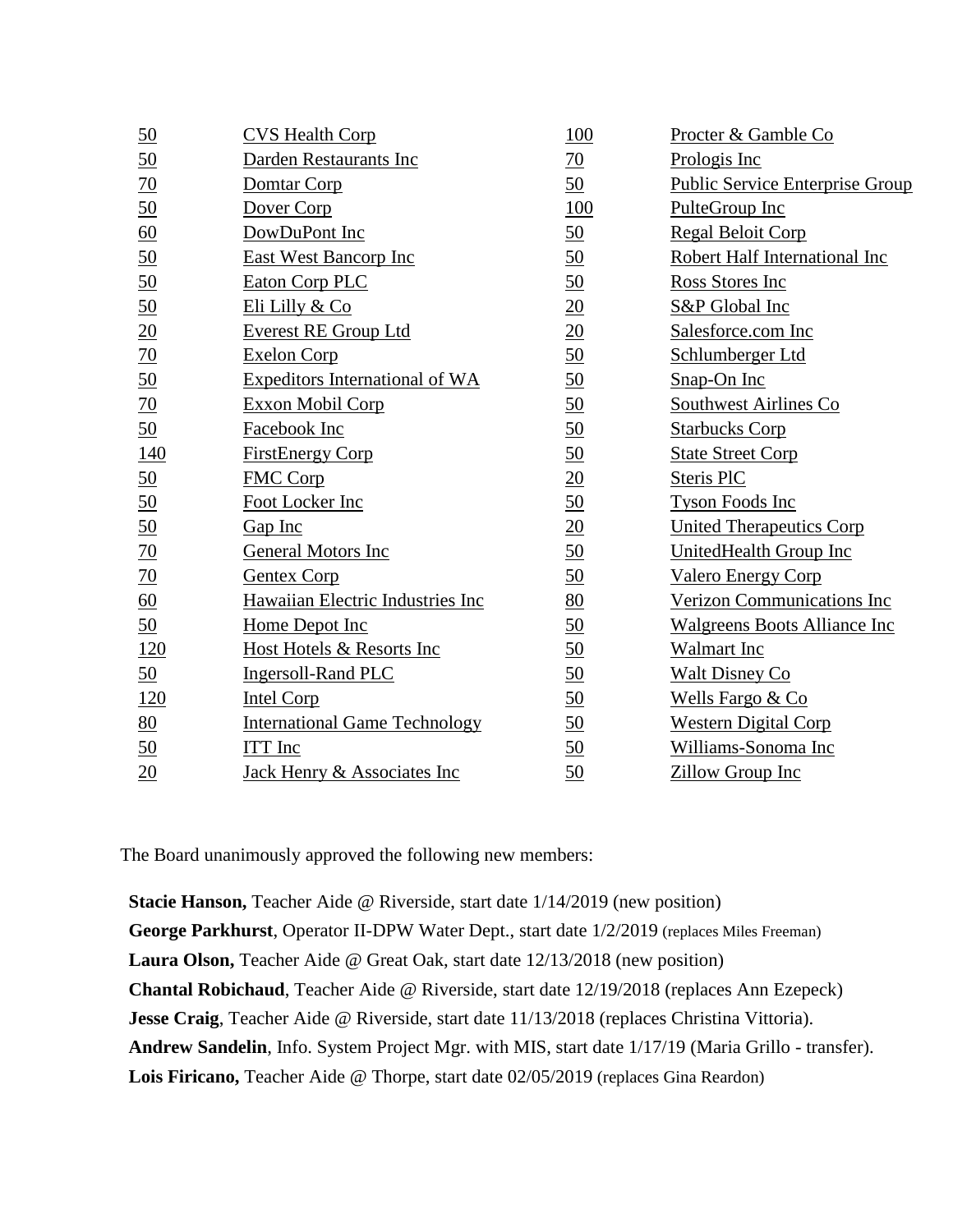| | | | |
|---|---|---|---|
| 50 | CVS Health Corp | 100 | Procter & Gamble Co |
| 50 | Darden Restaurants Inc | 70 | Prologis Inc |
| 70 | Domtar Corp | 50 | Public Service Enterprise Group |
| 50 | Dover Corp | 100 | PulteGroup Inc |
| 60 | DowDuPont Inc | 50 | Regal Beloit Corp |
| 50 | East West Bancorp Inc | 50 | Robert Half International Inc |
| 50 | Eaton Corp PLC | 50 | Ross Stores Inc |
| 50 | Eli Lilly & Co | 20 | S&P Global Inc |
| 20 | Everest RE Group Ltd | 20 | Salesforce.com Inc |
| 70 | Exelon Corp | 50 | Schlumberger Ltd |
| 50 | Expeditors International of WA | 50 | Snap-On Inc |
| 70 | Exxon Mobil Corp | 50 | Southwest Airlines Co |
| 50 | Facebook Inc | 50 | Starbucks Corp |
| 140 | FirstEnergy Corp | 50 | State Street Corp |
| 50 | FMC Corp | 20 | Steris PlC |
| 50 | Foot Locker Inc | 50 | Tyson Foods Inc |
| 50 | Gap Inc | 20 | United Therapeutics Corp |
| 70 | General Motors Inc | 50 | UnitedHealth Group Inc |
| 70 | Gentex Corp | 50 | Valero Energy Corp |
| 60 | Hawaiian Electric Industries Inc | 80 | Verizon Communications Inc |
| 50 | Home Depot Inc | 50 | Walgreens Boots Alliance Inc |
| 120 | Host Hotels & Resorts Inc | 50 | Walmart Inc |
| 50 | Ingersoll-Rand PLC | 50 | Walt Disney Co |
| 120 | Intel Corp | 50 | Wells Fargo & Co |
| 80 | International Game Technology | 50 | Western Digital Corp |
| 50 | ITT Inc | 50 | Williams-Sonoma Inc |
| 20 | Jack Henry & Associates Inc | 50 | Zillow Group Inc |

The Board unanimously approved the following new members:

**Stacie Hanson,** Teacher Aide @ Riverside, start date 1/14/2019 (new position)
**George Parkhurst**, Operator II-DPW Water Dept., start date 1/2/2019 (replaces Miles Freeman)
**Laura Olson,** Teacher Aide @ Great Oak, start date 12/13/2018 (new position)
**Chantal Robichaud**, Teacher Aide @ Riverside, start date 12/19/2018 (replaces Ann Ezepeck)
**Jesse Craig**, Teacher Aide @ Riverside, start date 11/13/2018 (replaces Christina Vittoria).
**Andrew Sandelin**, Info. System Project Mgr. with MIS, start date 1/17/19 (Maria Grillo - transfer).
**Lois Firicano,** Teacher Aide @ Thorpe, start date 02/05/2019 (replaces Gina Reardon)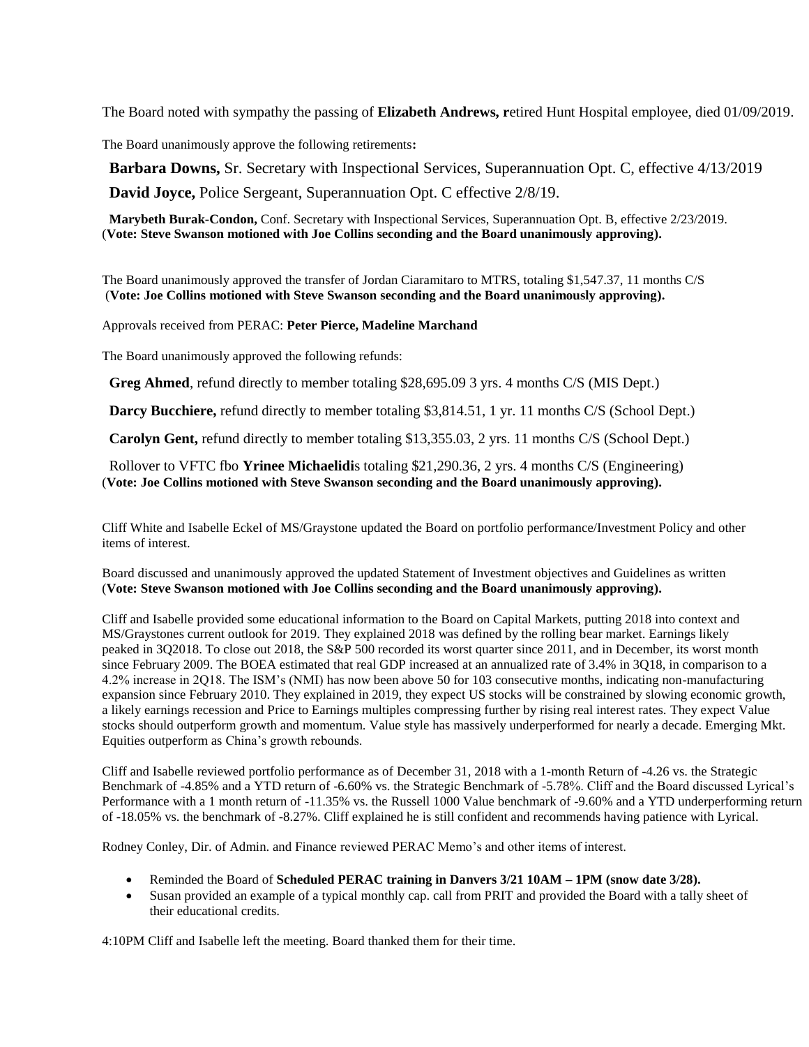The Board noted with sympathy the passing of **Elizabeth Andrews, r**etired Hunt Hospital employee, died 01/09/2019.

The Board unanimously approve the following retirements**:**

**Barbara Downs,** Sr. Secretary with Inspectional Services, Superannuation Opt. C, effective 4/13/2019

**David Joyce,** Police Sergeant, Superannuation Opt. C effective 2/8/19.

**Marybeth Burak-Condon,** Conf. Secretary with Inspectional Services, Superannuation Opt. B, effective 2/23/2019.
(**Vote: Steve Swanson motioned with Joe Collins seconding and the Board unanimously approving).**

The Board unanimously approved the transfer of Jordan Ciaramitaro to MTRS, totaling $1,547.37, 11 months C/S
(**Vote: Joe Collins motioned with Steve Swanson seconding and the Board unanimously approving).**

Approvals received from PERAC: **Peter Pierce, Madeline Marchand**

The Board unanimously approved the following refunds:

**Greg Ahmed**, refund directly to member totaling $28,695.09 3 yrs. 4 months C/S (MIS Dept.)

**Darcy Bucchiere,** refund directly to member totaling $3,814.51, 1 yr. 11 months C/S (School Dept.)

**Carolyn Gent,** refund directly to member totaling $13,355.03, 2 yrs. 11 months C/S (School Dept.)

Rollover to VFTC fbo **Yrinee Michaelidi**s totaling $21,290.36, 2 yrs. 4 months C/S (Engineering)
(**Vote: Joe Collins motioned with Steve Swanson seconding and the Board unanimously approving).**

Cliff White and Isabelle Eckel of MS/Graystone updated the Board on portfolio performance/Investment Policy and other items of interest.

Board discussed and unanimously approved the updated Statement of Investment objectives and Guidelines as written
(**Vote: Steve Swanson motioned with Joe Collins seconding and the Board unanimously approving).**

Cliff and Isabelle provided some educational information to the Board on Capital Markets, putting 2018 into context and MS/Graystones current outlook for 2019. They explained 2018 was defined by the rolling bear market. Earnings likely peaked in 3Q2018. To close out 2018, the S&P 500 recorded its worst quarter since 2011, and in December, its worst month since February 2009. The BOEA estimated that real GDP increased at an annualized rate of 3.4% in 3Q18, in comparison to a 4.2% increase in 2Q18. The ISM's (NMI) has now been above 50 for 103 consecutive months, indicating non-manufacturing expansion since February 2010. They explained in 2019, they expect US stocks will be constrained by slowing economic growth, a likely earnings recession and Price to Earnings multiples compressing further by rising real interest rates. They expect Value stocks should outperform growth and momentum. Value style has massively underperformed for nearly a decade. Emerging Mkt. Equities outperform as China's growth rebounds.

Cliff and Isabelle reviewed portfolio performance as of December 31, 2018 with a 1-month Return of -4.26 vs. the Strategic Benchmark of -4.85% and a YTD return of -6.60% vs. the Strategic Benchmark of -5.78%. Cliff and the Board discussed Lyrical's Performance with a 1 month return of -11.35% vs. the Russell 1000 Value benchmark of -9.60% and a YTD underperforming return of -18.05% vs. the benchmark of -8.27%. Cliff explained he is still confident and recommends having patience with Lyrical.

Rodney Conley, Dir. of Admin. and Finance reviewed PERAC Memo's and other items of interest.

- Reminded the Board of **Scheduled PERAC training in Danvers 3/21 10AM – 1PM (snow date 3/28).**
- Susan provided an example of a typical monthly cap. call from PRIT and provided the Board with a tally sheet of their educational credits.

4:10PM Cliff and Isabelle left the meeting. Board thanked them for their time.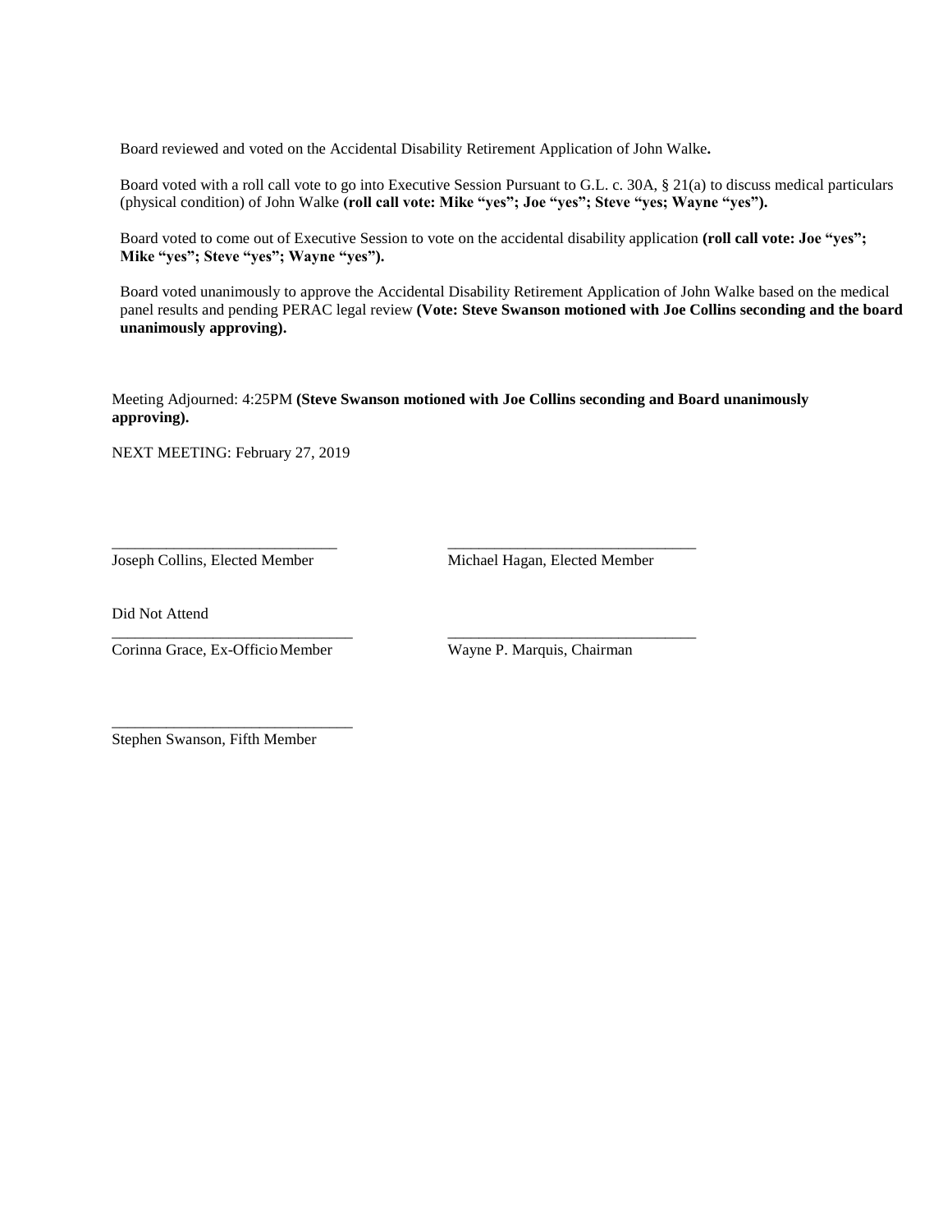Board reviewed and voted on the Accidental Disability Retirement Application of John Walke**.**

Board voted with a roll call vote to go into Executive Session Pursuant to G.L. c. 30A, § 21(a) to discuss medical particulars (physical condition) of John Walke **(roll call vote: Mike "yes"; Joe "yes"; Steve "yes; Wayne "yes").**

Board voted to come out of Executive Session to vote on the accidental disability application **(roll call vote: Joe "yes"; Mike "yes"; Steve "yes"; Wayne "yes").**

Board voted unanimously to approve the Accidental Disability Retirement Application of John Walke based on the medical panel results and pending PERAC legal review **(Vote: Steve Swanson motioned with Joe Collins seconding and the board unanimously approving).**

Meeting Adjourned: 4:25PM **(Steve Swanson motioned with Joe Collins seconding and Board unanimously approving).**

NEXT MEETING: February 27, 2019

_____________________________
Joseph Collins, Elected Member

_____________________________
Michael Hagan, Elected Member

Did Not Attend
_____________________________
Corinna Grace, Ex-Officio Member

_____________________________
Wayne P. Marquis, Chairman

_____________________________
Stephen Swanson, Fifth Member